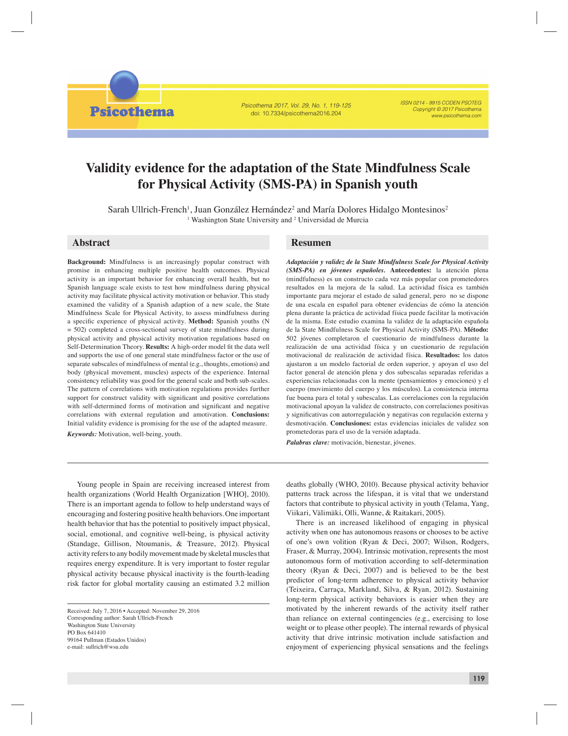# Validity evidence for the adaptation of the State Mindfulness Scale for Physical Activity (SMS-PA) in Spanish youth

Sarah Ullrich-French[1], Juan González Hernández[2] and María Dolores Hidalgo Montesinos[2]

[1] Washington State University and [2] Universidad de Murcia

## Abstract

**Background:** Mindfulness is an increasingly popular construct with promise in enhancing multiple positive health outcomes. Physical activity is an important behavior for enhancing overall health, but no Spanish language scale exists to test how mindfulness during physical activity may facilitate physical activity motivation or behavior. This study examined the validity of a Spanish adaption of a new scale, the State Mindfulness Scale for Physical Activity, to assess mindfulness during a specific experience of physical activity. **Method:** Spanish youths (N = 502) completed a cross-sectional survey of state mindfulness during physical activity and physical activity motivation regulations based on Self-Determination Theory. **Results:** A high-order model fit the data well and supports the use of one general state mindfulness factor or the use of separate subscales of mindfulness of mental (e.g., thoughts, emotions) and body (physical movement, muscles) aspects of the experience. Internal consistency reliability was good for the general scale and both sub-scales. The pattern of correlations with motivation regulations provides further support for construct validity with significant and positive correlations with self-determined forms of motivation and significant and negative correlations with external regulation and amotivation. **Conclusions:** Initial validity evidence is promising for the use of the adapted measure.

***Keywords:*** Motivation, well-being, youth.

## Resumen

***Adaptación y validez de la State Mindfulness Scale for Physical Activity (SMS-PA) en jóvenes españoles.*** **Antecedentes:** la atención plena (mindfulness) es un constructo cada vez más popular con prometedores resultados en la mejora de la salud. La actividad física es también importante para mejorar el estado de salud general, pero no se dispone de una escala en español para obtener evidencias de cómo la atención plena durante la práctica de actividad física puede facilitar la motivación de la misma. Este estudio examina la validez de la adaptación española de la State Mindfulness Scale for Physical Activity (SMS-PA). **Método:** 502 jóvenes completaron el cuestionario de mindfulness durante la realización de una actividad física y un cuestionario de regulación motivacional de realización de actividad física. **Resultados:** los datos ajustaron a un modelo factorial de orden superior, y apoyan el uso del factor general de atención plena y dos subescalas separadas referidas a experiencias relacionadas con la mente (pensamientos y emociones) y el cuerpo (movimiento del cuerpo y los músculos). La consistencia interna fue buena para el total y subescalas. Las correlaciones con la regulación motivacional apoyan la validez de constructo, con correlaciones positivas y significativas con autorregulación y negativas con regulación externa y desmotivación. **Conclusiones:** estas evidencias iniciales de validez son prometedoras para el uso de la versión adaptada.

***Palabras clave:*** motivación, bienestar, jóvenes.

---

Young people in Spain are receiving increased interest from health organizations (World Health Organization [WHO], 2010). There is an important agenda to follow to help understand ways of encouraging and fostering positive health behaviors. One important health behavior that has the potential to positively impact physical, social, emotional, and cognitive well-being, is physical activity (Standage, Gillison, Ntoumanis, & Treasure, 2012). Physical activity refers to any bodily movement made by skeletal muscles that requires energy expenditure. It is very important to foster regular physical activity because physical inactivity is the fourth-leading risk factor for global mortality causing an estimated 3.2 million deaths globally (WHO, 2010). Because physical activity behavior patterns track across the lifespan, it is vital that we understand factors that contribute to physical activity in youth (Telama, Yang, Viikari, Välimäki, Olli, Wanne, & Raitakari, 2005).

There is an increased likelihood of engaging in physical activity when one has autonomous reasons or chooses to be active of one's own volition (Ryan & Deci, 2007; Wilson, Rodgers, Fraser, & Murray, 2004). Intrinsic motivation, represents the most autonomous form of motivation according to self-determination theory (Ryan & Deci, 2007) and is believed to be the best predictor of long-term adherence to physical activity behavior (Teixeira, Carraça, Markland, Silva, & Ryan, 2012). Sustaining long-term physical activity behaviors is easier when they are motivated by the inherent rewards of the activity itself rather than reliance on external contingencies (e.g., exercising to lose weight or to please other people). The internal rewards of physical activity that drive intrinsic motivation include satisfaction and enjoyment of experiencing physical sensations and the feelings

---

Received: July 7, 2016 • Accepted: November 29, 2016
Corresponding author: Sarah Ullrich-French
Washington State University
PO Box 641410
99164 Pullman (Estados Unidos)
e-mail: sullrich@wsu.edu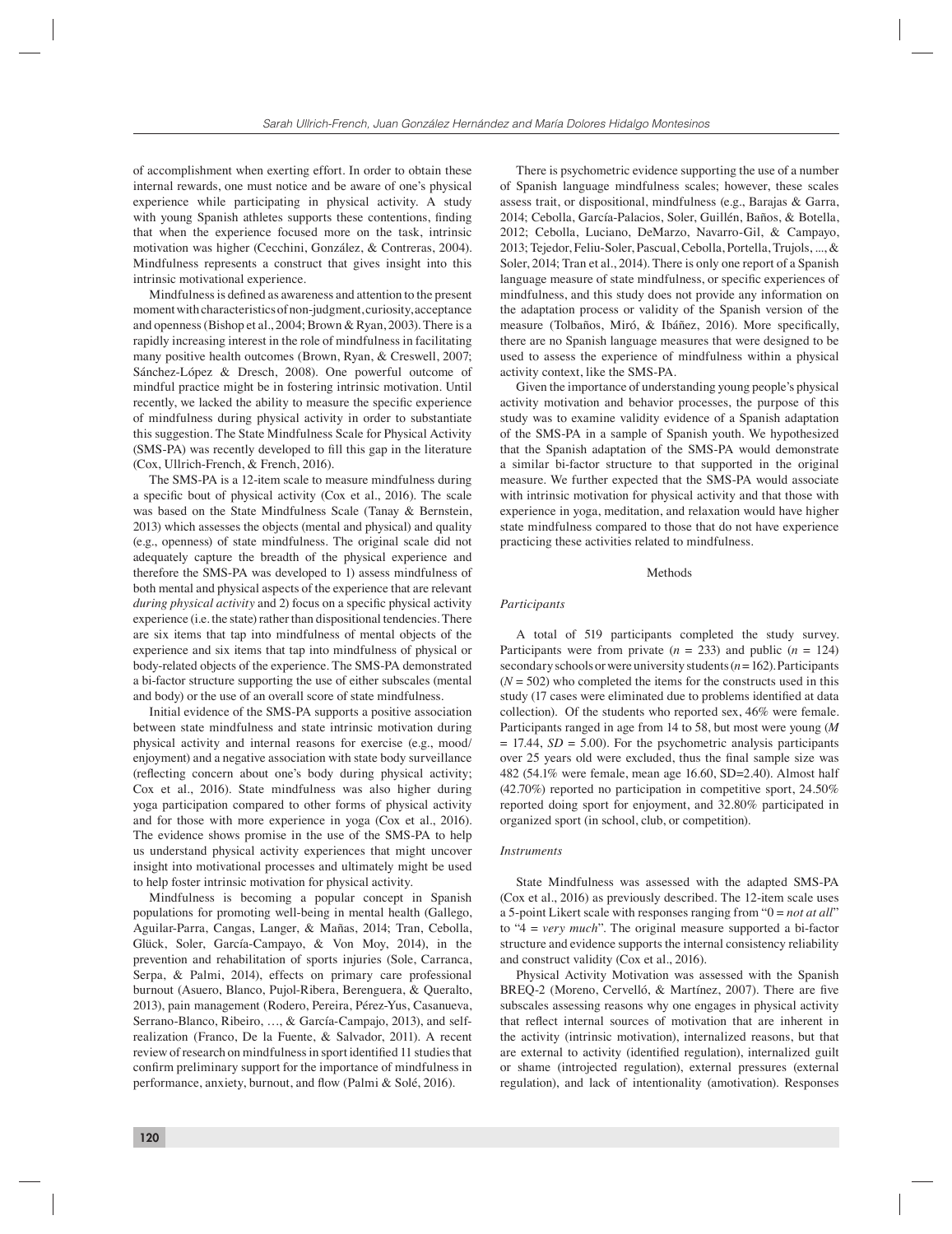of accomplishment when exerting effort. In order to obtain these internal rewards, one must notice and be aware of one's physical experience while participating in physical activity. A study with young Spanish athletes supports these contentions, finding that when the experience focused more on the task, intrinsic motivation was higher (Cecchini, González, & Contreras, 2004). Mindfulness represents a construct that gives insight into this intrinsic motivational experience.

Mindfulness is defined as awareness and attention to the present moment with characteristics of non-judgment, curiosity, acceptance and openness (Bishop et al., 2004; Brown & Ryan, 2003). There is a rapidly increasing interest in the role of mindfulness in facilitating many positive health outcomes (Brown, Ryan, & Creswell, 2007; Sánchez-López & Dresch, 2008). One powerful outcome of mindful practice might be in fostering intrinsic motivation. Until recently, we lacked the ability to measure the specific experience of mindfulness during physical activity in order to substantiate this suggestion. The State Mindfulness Scale for Physical Activity (SMS-PA) was recently developed to fill this gap in the literature (Cox, Ullrich-French, & French, 2016).

The SMS-PA is a 12-item scale to measure mindfulness during a specific bout of physical activity (Cox et al., 2016). The scale was based on the State Mindfulness Scale (Tanay & Bernstein, 2013) which assesses the objects (mental and physical) and quality (e.g., openness) of state mindfulness. The original scale did not adequately capture the breadth of the physical experience and therefore the SMS-PA was developed to 1) assess mindfulness of both mental and physical aspects of the experience that are relevant *during physical activity* and 2) focus on a specific physical activity experience (i.e. the state) rather than dispositional tendencies. There are six items that tap into mindfulness of mental objects of the experience and six items that tap into mindfulness of physical or body-related objects of the experience. The SMS-PA demonstrated a bi-factor structure supporting the use of either subscales (mental and body) or the use of an overall score of state mindfulness.

Initial evidence of the SMS-PA supports a positive association between state mindfulness and state intrinsic motivation during physical activity and internal reasons for exercise (e.g., mood/ enjoyment) and a negative association with state body surveillance (reflecting concern about one's body during physical activity; Cox et al., 2016). State mindfulness was also higher during yoga participation compared to other forms of physical activity and for those with more experience in yoga (Cox et al., 2016). The evidence shows promise in the use of the SMS-PA to help us understand physical activity experiences that might uncover insight into motivational processes and ultimately might be used to help foster intrinsic motivation for physical activity.

Mindfulness is becoming a popular concept in Spanish populations for promoting well-being in mental health (Gallego, Aguilar-Parra, Cangas, Langer, & Mañas, 2014; Tran, Cebolla, Glück, Soler, García-Campayo, & Von Moy, 2014), in the prevention and rehabilitation of sports injuries (Sole, Carranca, Serpa, & Palmi, 2014), effects on primary care professional burnout (Asuero, Blanco, Pujol-Ribera, Berenguera, & Queralto, 2013), pain management (Rodero, Pereira, Pérez-Yus, Casanueva, Serrano-Blanco, Ribeiro, …, & García-Campajo, 2013), and self-realization (Franco, De la Fuente, & Salvador, 2011). A recent review of research on mindfulness in sport identified 11 studies that confirm preliminary support for the importance of mindfulness in performance, anxiety, burnout, and flow (Palmi & Solé, 2016).

There is psychometric evidence supporting the use of a number of Spanish language mindfulness scales; however, these scales assess trait, or dispositional, mindfulness (e.g., Barajas & Garra, 2014; Cebolla, García-Palacios, Soler, Guillén, Baños, & Botella, 2012; Cebolla, Luciano, DeMarzo, Navarro-Gil, & Campayo, 2013; Tejedor, Feliu-Soler, Pascual, Cebolla, Portella, Trujols, ..., & Soler, 2014; Tran et al., 2014). There is only one report of a Spanish language measure of state mindfulness, or specific experiences of mindfulness, and this study does not provide any information on the adaptation process or validity of the Spanish version of the measure (Tolbaños, Miró, & Ibáñez, 2016). More specifically, there are no Spanish language measures that were designed to be used to assess the experience of mindfulness within a physical activity context, like the SMS-PA.

Given the importance of understanding young people's physical activity motivation and behavior processes, the purpose of this study was to examine validity evidence of a Spanish adaptation of the SMS-PA in a sample of Spanish youth. We hypothesized that the Spanish adaptation of the SMS-PA would demonstrate a similar bi-factor structure to that supported in the original measure. We further expected that the SMS-PA would associate with intrinsic motivation for physical activity and that those with experience in yoga, meditation, and relaxation would have higher state mindfulness compared to those that do not have experience practicing these activities related to mindfulness.

## Methods

### *Participants*

A total of 519 participants completed the study survey. Participants were from private ($n$ = 233) and public ($n$ = 124) secondary schools or were university students ($n$ = 162). Participants ($N$ = 502) who completed the items for the constructs used in this study (17 cases were eliminated due to problems identified at data collection). Of the students who reported sex, 46% were female. Participants ranged in age from 14 to 58, but most were young ($M$ = 17.44, $SD$ = 5.00). For the psychometric analysis participants over 25 years old were excluded, thus the final sample size was 482 (54.1% were female, mean age 16.60, SD=2.40). Almost half (42.70%) reported no participation in competitive sport, 24.50% reported doing sport for enjoyment, and 32.80% participated in organized sport (in school, club, or competition).

### *Instruments*

State Mindfulness was assessed with the adapted SMS-PA (Cox et al., 2016) as previously described. The 12-item scale uses a 5-point Likert scale with responses ranging from "0 = *not at all*" to "4 = *very much*". The original measure supported a bi-factor structure and evidence supports the internal consistency reliability and construct validity (Cox et al., 2016).

Physical Activity Motivation was assessed with the Spanish BREQ-2 (Moreno, Cervelló, & Martínez, 2007). There are five subscales assessing reasons why one engages in physical activity that reflect internal sources of motivation that are inherent in the activity (intrinsic motivation), internalized reasons, but that are external to activity (identified regulation), internalized guilt or shame (introjected regulation), external pressures (external regulation), and lack of intentionality (amotivation). Responses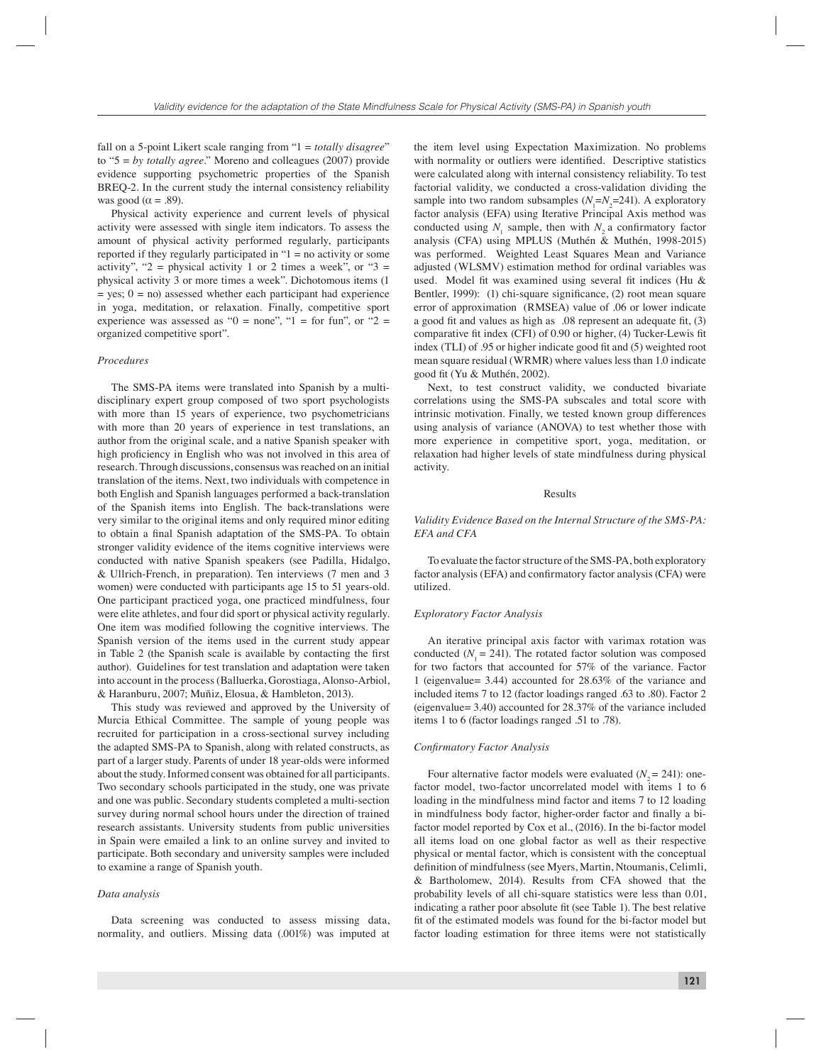fall on a 5-point Likert scale ranging from "1 = *totally disagree*" to "5 = *by totally agree*." Moreno and colleagues (2007) provide evidence supporting psychometric properties of the Spanish BREQ-2. In the current study the internal consistency reliability was good ($\alpha$ = .89).

Physical activity experience and current levels of physical activity were assessed with single item indicators. To assess the amount of physical activity performed regularly, participants reported if they regularly participated in "1 = no activity or some activity", "2 = physical activity 1 or 2 times a week", or "3 = physical activity 3 or more times a week". Dichotomous items (1 = yes; 0 = no) assessed whether each participant had experience in yoga, meditation, or relaxation. Finally, competitive sport experience was assessed as "0 = none", "1 = for fun", or "2 = organized competitive sport".

### *Procedures*

The SMS-PA items were translated into Spanish by a multidisciplinary expert group composed of two sport psychologists with more than 15 years of experience, two psychometricians with more than 20 years of experience in test translations, an author from the original scale, and a native Spanish speaker with high proficiency in English who was not involved in this area of research. Through discussions, consensus was reached on an initial translation of the items. Next, two individuals with competence in both English and Spanish languages performed a back-translation of the Spanish items into English. The back-translations were very similar to the original items and only required minor editing to obtain a final Spanish adaptation of the SMS-PA. To obtain stronger validity evidence of the items cognitive interviews were conducted with native Spanish speakers (see Padilla, Hidalgo, & Ullrich-French, in preparation). Ten interviews (7 men and 3 women) were conducted with participants age 15 to 51 years-old. One participant practiced yoga, one practiced mindfulness, four were elite athletes, and four did sport or physical activity regularly. One item was modified following the cognitive interviews. The Spanish version of the items used in the current study appear in Table 2 (the Spanish scale is available by contacting the first author). Guidelines for test translation and adaptation were taken into account in the process (Balluerka, Gorostiaga, Alonso-Arbiol, & Haranburu, 2007; Muñiz, Elosua, & Hambleton, 2013).

This study was reviewed and approved by the University of Murcia Ethical Committee. The sample of young people was recruited for participation in a cross-sectional survey including the adapted SMS-PA to Spanish, along with related constructs, as part of a larger study. Parents of under 18 year-olds were informed about the study. Informed consent was obtained for all participants. Two secondary schools participated in the study, one was private and one was public. Secondary students completed a multi-section survey during normal school hours under the direction of trained research assistants. University students from public universities in Spain were emailed a link to an online survey and invited to participate. Both secondary and university samples were included to examine a range of Spanish youth.

### *Data analysis*

Data screening was conducted to assess missing data, normality, and outliers. Missing data (.001%) was imputed at the item level using Expectation Maximization. No problems with normality or outliers were identified. Descriptive statistics were calculated along with internal consistency reliability. To test factorial validity, we conducted a cross-validation dividing the sample into two random subsamples ($N_1$=$N_2$=241). A exploratory factor analysis (EFA) using Iterative Principal Axis method was conducted using $N_1$ sample, then with $N_2$ a confirmatory factor analysis (CFA) using MPLUS (Muthén & Muthén, 1998-2015) was performed. Weighted Least Squares Mean and Variance adjusted (WLSMV) estimation method for ordinal variables was used. Model fit was examined using several fit indices (Hu & Bentler, 1999): (1) chi-square significance, (2) root mean square error of approximation (RMSEA) value of .06 or lower indicate a good fit and values as high as .08 represent an adequate fit, (3) comparative fit index (CFI) of 0.90 or higher, (4) Tucker-Lewis fit index (TLI) of .95 or higher indicate good fit and (5) weighted root mean square residual (WRMR) where values less than 1.0 indicate good fit (Yu & Muthén, 2002).

Next, to test construct validity, we conducted bivariate correlations using the SMS-PA subscales and total score with intrinsic motivation. Finally, we tested known group differences using analysis of variance (ANOVA) to test whether those with more experience in competitive sport, yoga, meditation, or relaxation had higher levels of state mindfulness during physical activity.

## Results

### *Validity Evidence Based on the Internal Structure of the SMS-PA: EFA and CFA*

To evaluate the factor structure of the SMS-PA, both exploratory factor analysis (EFA) and confirmatory factor analysis (CFA) were utilized.

### *Exploratory Factor Analysis*

An iterative principal axis factor with varimax rotation was conducted ($N_1$ = 241). The rotated factor solution was composed for two factors that accounted for 57% of the variance. Factor 1 (eigenvalue= 3.44) accounted for 28.63% of the variance and included items 7 to 12 (factor loadings ranged .63 to .80). Factor 2 (eigenvalue= 3.40) accounted for 28.37% of the variance included items 1 to 6 (factor loadings ranged .51 to .78).

### *Confirmatory Factor Analysis*

Four alternative factor models were evaluated ($N_2$ = 241): one-factor model, two-factor uncorrelated model with items 1 to 6 loading in the mindfulness mind factor and items 7 to 12 loading in mindfulness body factor, higher-order factor and finally a bi-factor model reported by Cox et al., (2016). In the bi-factor model all items load on one global factor as well as their respective physical or mental factor, which is consistent with the conceptual definition of mindfulness (see Myers, Martin, Ntoumanis, Celimli, & Bartholomew, 2014). Results from CFA showed that the probability levels of all chi-square statistics were less than 0.01, indicating a rather poor absolute fit (see Table 1). The best relative fit of the estimated models was found for the bi-factor model but factor loading estimation for three items were not statistically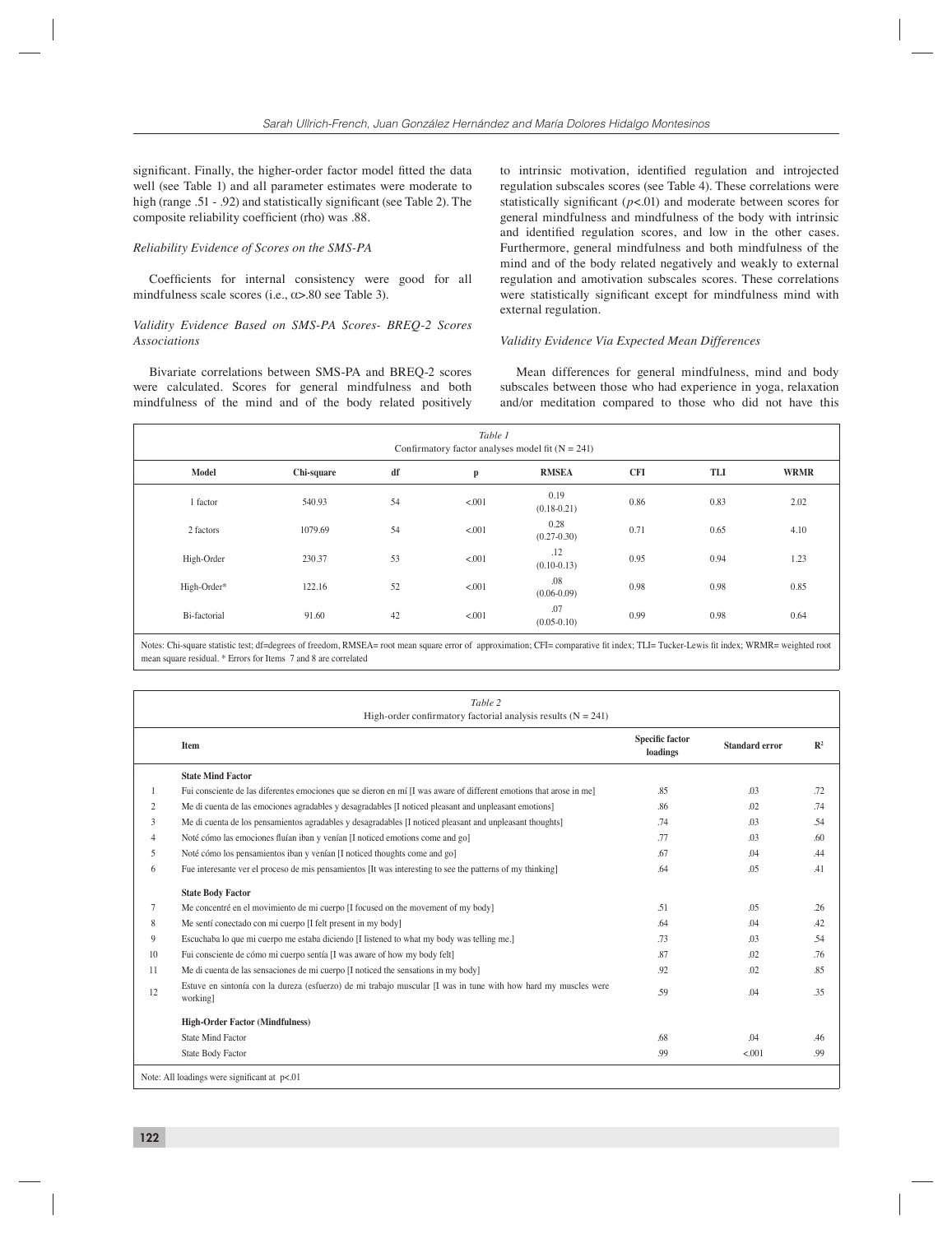significant. Finally, the higher-order factor model fitted the data well (see Table 1) and all parameter estimates were moderate to high (range .51 - .92) and statistically significant (see Table 2). The composite reliability coefficient (rho) was .88.

*Reliability Evidence of Scores on the SMS-PA*

Coefficients for internal consistency were good for all mindfulness scale scores (i.e., $\alpha$>.80 see Table 3).

*Validity Evidence Based on SMS-PA Scores- BREQ-2 Scores Associations*

Bivariate correlations between SMS-PA and BREQ-2 scores were calculated. Scores for general mindfulness and both mindfulness of the mind and of the body related positively to intrinsic motivation, identified regulation and introjected regulation subscales scores (see Table 4). These correlations were statistically significant ($p$<.01) and moderate between scores for general mindfulness and mindfulness of the body with intrinsic and identified regulation scores, and low in the other cases. Furthermore, general mindfulness and both mindfulness of the mind and of the body related negatively and weakly to external regulation and amotivation subscales scores. These correlations were statistically significant except for mindfulness mind with external regulation.

*Validity Evidence Via Expected Mean Differences*

Mean differences for general mindfulness, mind and body subscales between those who had experience in yoga, relaxation and/or meditation compared to those who did not have this

*Table 1*
Confirmatory factor analyses model fit (N = 241)

| Model | Chi-square | df | p | RMSEA | CFI | TLI | WRMR |
|---|---|---|---|---|---|---|---|
| 1 factor | 540.93 | 54 | <.001 | 0.19 (0.18-0.21) | 0.86 | 0.83 | 2.02 |
| 2 factors | 1079.69 | 54 | <.001 | 0.28 (0.27-0.30) | 0.71 | 0.65 | 4.10 |
| High-Order | 230.37 | 53 | <.001 | .12 (0.10-0.13) | 0.95 | 0.94 | 1.23 |
| High-Order* | 122.16 | 52 | <.001 | .08 (0.06-0.09) | 0.98 | 0.98 | 0.85 |
| Bi-factorial | 91.60 | 42 | <.001 | .07 (0.05-0.10) | 0.99 | 0.98 | 0.64 |

Notes: Chi-square statistic test; df=degrees of freedom, RMSEA= root mean square error of approximation; CFI= comparative fit index; TLI= Tucker-Lewis fit index; WRMR= weighted root mean square residual. * Errors for Items 7 and 8 are correlated

*Table 2*
High-order confirmatory factorial analysis results (N = 241)

| | Item | Specific factor loadings | Standard error | $R^2$ |
|---|---|---|---|---|
| | **State Mind Factor** | | | |
| 1 | Fui consciente de las diferentes emociones que se dieron en mí [I was aware of different emotions that arose in me] | .85 | .03 | .72 |
| 2 | Me di cuenta de las emociones agradables y desagradables [I noticed pleasant and unpleasant emotions] | .86 | .02 | .74 |
| 3 | Me di cuenta de los pensamientos agradables y desagradables [I noticed pleasant and unpleasant thoughts] | .74 | .03 | .54 |
| 4 | Noté cómo las emociones fluían iban y venían [I noticed emotions come and go] | .77 | .03 | .60 |
| 5 | Noté cómo los pensamientos iban y venían [I noticed thoughts come and go] | .67 | .04 | .44 |
| 6 | Fue interesante ver el proceso de mis pensamientos [It was interesting to see the patterns of my thinking] | .64 | .05 | .41 |
| | **State Body Factor** | | | |
| 7 | Me concentré en el movimiento de mi cuerpo [I focused on the movement of my body] | .51 | .05 | .26 |
| 8 | Me sentí conectado con mi cuerpo [I felt present in my body] | .64 | .04 | .42 |
| 9 | Escuchaba lo que mi cuerpo me estaba diciendo [I listened to what my body was telling me.] | .73 | .03 | .54 |
| 10 | Fui consciente de cómo mi cuerpo sentía [I was aware of how my body felt] | .87 | .02 | .76 |
| 11 | Me di cuenta de las sensaciones de mi cuerpo [I noticed the sensations in my body] | .92 | .02 | .85 |
| 12 | Estuve en sintonía con la dureza (esfuerzo) de mi trabajo muscular [I was in tune with how hard my muscles were working] | .59 | .04 | .35 |
| | **High-Order Factor (Mindfulness)** | | | |
| | State Mind Factor | .68 | .04 | .46 |
| | State Body Factor | .99 | <.001 | .99 |

Note: All loadings were significant at p<.01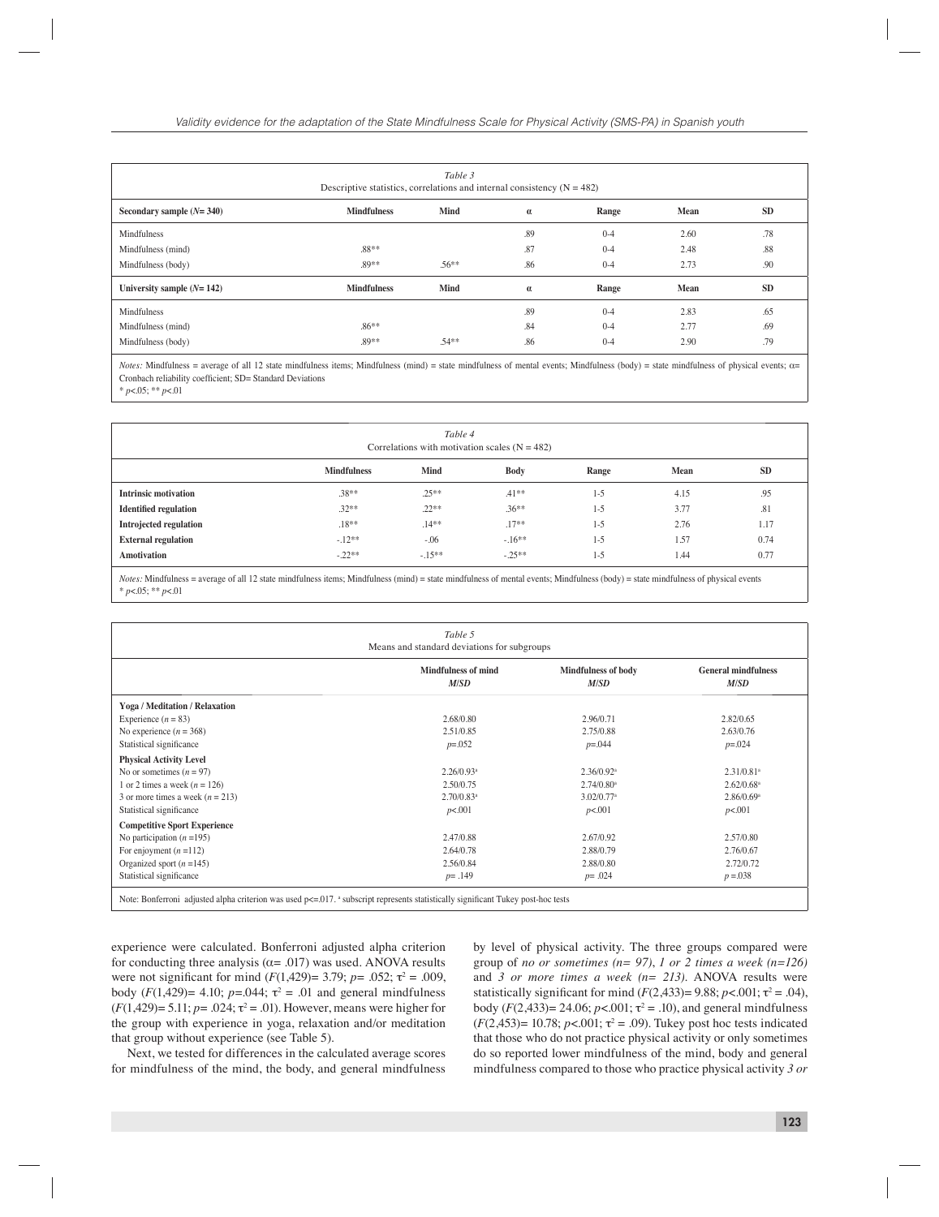Table 3
Descriptive statistics, correlations and internal consistency (N = 482)

| Secondary sample (*N*= 340) | Mindfulness | Mind | α | Range | Mean | SD |
|---|---|---|---|---|---|---|
| Mindfulness | | | .89 | 0-4 | 2.60 | .78 |
| Mindfulness (mind) | .88** | | .87 | 0-4 | 2.48 | .88 |
| Mindfulness (body) | .89** | .56** | .86 | 0-4 | 2.73 | .90 |
| **University sample (*N*= 142)** | **Mindfulness** | **Mind** | **α** | **Range** | **Mean** | **SD** |
| Mindfulness | | | .89 | 0-4 | 2.83 | .65 |
| Mindfulness (mind) | .86** | | .84 | 0-4 | 2.77 | .69 |
| Mindfulness (body) | .89** | .54** | .86 | 0-4 | 2.90 | .79 |

*Notes:* Mindfulness = average of all 12 state mindfulness items; Mindfulness (mind) = state mindfulness of mental events; Mindfulness (body) = state mindfulness of physical events; α= Cronbach reliability coefficient; SD= Standard Deviations
* $p<.05$; ** $p<.01$

Table 4
Correlations with motivation scales (N = 482)

| | Mindfulness | Mind | Body | Range | Mean | SD |
|---|---|---|---|---|---|---|
| **Intrinsic motivation** | .38** | .25** | .41** | 1-5 | 4.15 | .95 |
| **Identified regulation** | .32** | .22** | .36** | 1-5 | 3.77 | .81 |
| **Introjected regulation** | .18** | .14** | .17** | 1-5 | 2.76 | 1.17 |
| **External regulation** | -.12** | -.06 | -.16** | 1-5 | 1.57 | 0.74 |
| **Amotivation** | -.22** | -.15** | -.25** | 1-5 | 1.44 | 0.77 |

*Notes:* Mindfulness = average of all 12 state mindfulness items; Mindfulness (mind) = state mindfulness of mental events; Mindfulness (body) = state mindfulness of physical events
* $p<.05$; ** $p<.01$

Table 5
Means and standard deviations for subgroups

| | Mindfulness of mind *M/SD* | Mindfulness of body *M/SD* | General mindfulness *M/SD* |
|---|---|---|---|
| **Yoga / Meditation / Relaxation** | | | |
| Experience ($n$ = 83) | 2.68/0.80 | 2.96/0.71 | 2.82/0.65 |
| No experience ($n$ = 368) | 2.51/0.85 | 2.75/0.88 | 2.63/0.76 |
| Statistical significance | $p$=.052 | $p$=.044 | $p$=.024 |
| **Physical Activity Level** | | | |
| No or sometimes ($n$ = 97) | 2.26/0.93[a] | 2.36/0.92[a] | 2.31/0.81[a] |
| 1 or 2 times a week ($n$ = 126) | 2.50/0.75 | 2.74/0.80[a] | 2.62/0.68[a] |
| 3 or more times a week ($n$ = 213) | 2.70/0.83[a] | 3.02/0.77[a] | 2.86/0.69[a] |
| Statistical significance | $p$<.001 | $p$<.001 | $p$<.001 |
| **Competitive Sport Experience** | | | |
| No participation ($n$ =195) | 2.47/0.88 | 2.67/0.92 | 2.57/0.80 |
| For enjoyment ($n$ =112) | 2.64/0.78 | 2.88/0.79 | 2.76/0.67 |
| Organized sport ($n$ =145) | 2.56/0.84 | 2.88/0.80 | 2.72/0.72 |
| Statistical significance | $p$= .149 | $p$= .024 | $p$ =.038 |

Note: Bonferroni adjusted alpha criterion was used p<=.017. [a] subscript represents statistically significant Tukey post-hoc tests

experience were calculated. Bonferroni adjusted alpha criterion for conducting three analysis (α= .017) was used. ANOVA results were not significant for mind ($F$(1,429)= 3.79; $p$= .052; $\tau^2$ = .009, body ($F$(1,429)= 4.10; $p$=.044; $\tau^2$ = .01 and general mindfulness ($F$(1,429)= 5.11; $p$= .024; $\tau^2$ = .01). However, means were higher for the group with experience in yoga, relaxation and/or meditation that group without experience (see Table 5).

Next, we tested for differences in the calculated average scores for mindfulness of the mind, the body, and general mindfulness by level of physical activity. The three groups compared were group of *no or sometimes (n= 97)*, *1 or 2 times a week (n=126)* and *3 or more times a week (n= 213)*. ANOVA results were statistically significant for mind ($F$(2,433)= 9.88; $p$<.001; $\tau^2$ = .04), body ($F$(2,433)= 24.06; $p$<.001; $\tau^2$ = .10), and general mindfulness ($F$(2,453)= 10.78; $p$<.001; $\tau^2$ = .09). Tukey post hoc tests indicated that those who do not practice physical activity or only sometimes do so reported lower mindfulness of the mind, body and general mindfulness compared to those who practice physical activity *3 or*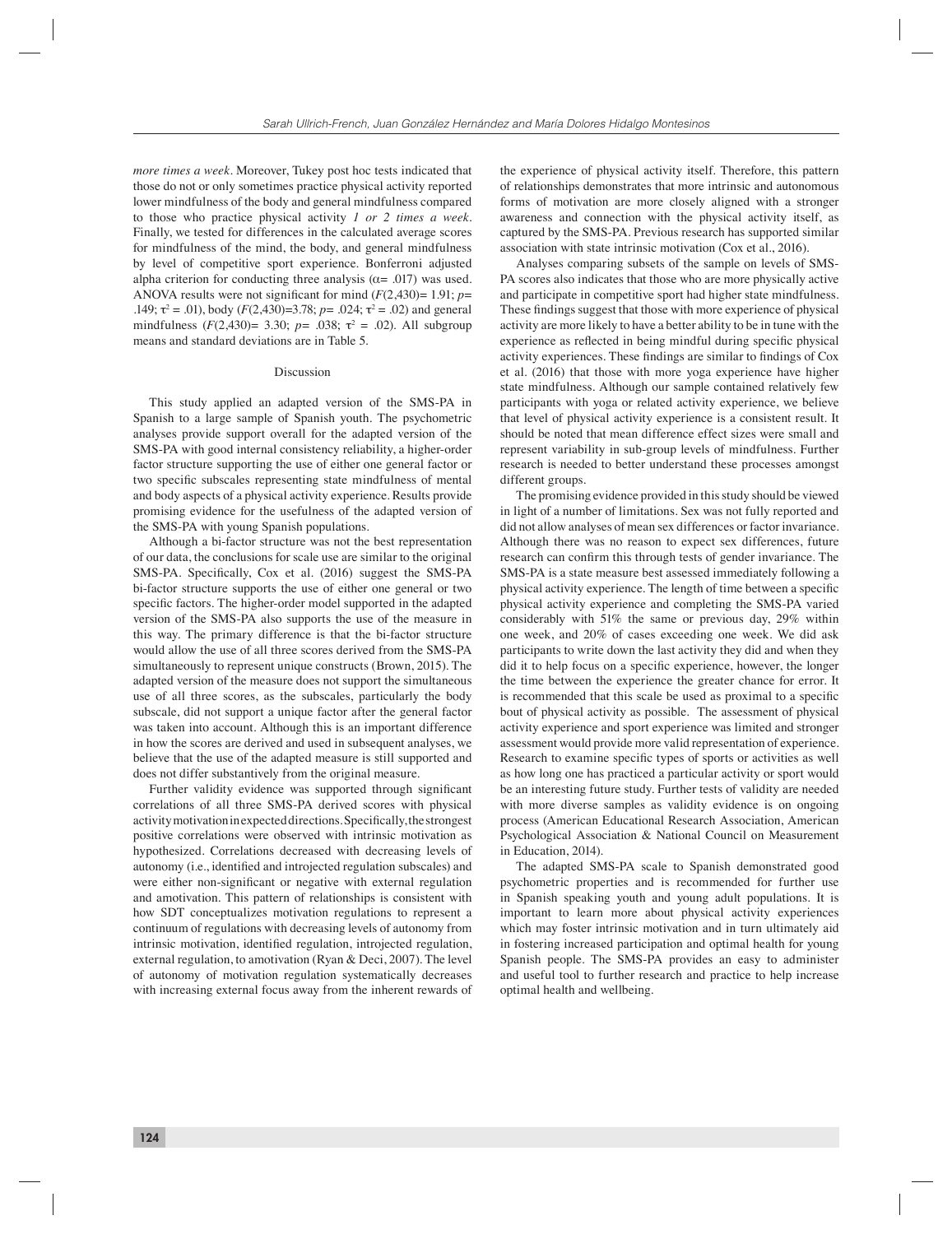*more times a week*. Moreover, Tukey post hoc tests indicated that those do not or only sometimes practice physical activity reported lower mindfulness of the body and general mindfulness compared to those who practice physical activity *1 or 2 times a week*. Finally, we tested for differences in the calculated average scores for mindfulness of the mind, the body, and general mindfulness by level of competitive sport experience. Bonferroni adjusted alpha criterion for conducting three analysis ($\alpha$= .017) was used. ANOVA results were not significant for mind ($F(2,430)$= 1.91; $p$= .149; $\tau^2$ = .01), body ($F(2,430)$=3.78; $p$= .024; $\tau^2$ = .02) and general mindfulness ($F(2,430)$= 3.30; $p$= .038; $\tau^2$ = .02). All subgroup means and standard deviations are in Table 5.

## Discussion

This study applied an adapted version of the SMS-PA in Spanish to a large sample of Spanish youth. The psychometric analyses provide support overall for the adapted version of the SMS-PA with good internal consistency reliability, a higher-order factor structure supporting the use of either one general factor or two specific subscales representing state mindfulness of mental and body aspects of a physical activity experience. Results provide promising evidence for the usefulness of the adapted version of the SMS-PA with young Spanish populations.

Although a bi-factor structure was not the best representation of our data, the conclusions for scale use are similar to the original SMS-PA. Specifically, Cox et al. (2016) suggest the SMS-PA bi-factor structure supports the use of either one general or two specific factors. The higher-order model supported in the adapted version of the SMS-PA also supports the use of the measure in this way. The primary difference is that the bi-factor structure would allow the use of all three scores derived from the SMS-PA simultaneously to represent unique constructs (Brown, 2015). The adapted version of the measure does not support the simultaneous use of all three scores, as the subscales, particularly the body subscale, did not support a unique factor after the general factor was taken into account. Although this is an important difference in how the scores are derived and used in subsequent analyses, we believe that the use of the adapted measure is still supported and does not differ substantively from the original measure.

Further validity evidence was supported through significant correlations of all three SMS-PA derived scores with physical activity motivation in expected directions. Specifically, the strongest positive correlations were observed with intrinsic motivation as hypothesized. Correlations decreased with decreasing levels of autonomy (i.e., identified and introjected regulation subscales) and were either non-significant or negative with external regulation and amotivation. This pattern of relationships is consistent with how SDT conceptualizes motivation regulations to represent a continuum of regulations with decreasing levels of autonomy from intrinsic motivation, identified regulation, introjected regulation, external regulation, to amotivation (Ryan & Deci, 2007). The level of autonomy of motivation regulation systematically decreases with increasing external focus away from the inherent rewards of the experience of physical activity itself. Therefore, this pattern of relationships demonstrates that more intrinsic and autonomous forms of motivation are more closely aligned with a stronger awareness and connection with the physical activity itself, as captured by the SMS-PA. Previous research has supported similar association with state intrinsic motivation (Cox et al., 2016).

Analyses comparing subsets of the sample on levels of SMS-PA scores also indicates that those who are more physically active and participate in competitive sport had higher state mindfulness. These findings suggest that those with more experience of physical activity are more likely to have a better ability to be in tune with the experience as reflected in being mindful during specific physical activity experiences. These findings are similar to findings of Cox et al. (2016) that those with more yoga experience have higher state mindfulness. Although our sample contained relatively few participants with yoga or related activity experience, we believe that level of physical activity experience is a consistent result. It should be noted that mean difference effect sizes were small and represent variability in sub-group levels of mindfulness. Further research is needed to better understand these processes amongst different groups.

The promising evidence provided in this study should be viewed in light of a number of limitations. Sex was not fully reported and did not allow analyses of mean sex differences or factor invariance. Although there was no reason to expect sex differences, future research can confirm this through tests of gender invariance. The SMS-PA is a state measure best assessed immediately following a physical activity experience. The length of time between a specific physical activity experience and completing the SMS-PA varied considerably with 51% the same or previous day, 29% within one week, and 20% of cases exceeding one week. We did ask participants to write down the last activity they did and when they did it to help focus on a specific experience, however, the longer the time between the experience the greater chance for error. It is recommended that this scale be used as proximal to a specific bout of physical activity as possible. The assessment of physical activity experience and sport experience was limited and stronger assessment would provide more valid representation of experience. Research to examine specific types of sports or activities as well as how long one has practiced a particular activity or sport would be an interesting future study. Further tests of validity are needed with more diverse samples as validity evidence is on ongoing process (American Educational Research Association, American Psychological Association & National Council on Measurement in Education, 2014).

The adapted SMS-PA scale to Spanish demonstrated good psychometric properties and is recommended for further use in Spanish speaking youth and young adult populations. It is important to learn more about physical activity experiences which may foster intrinsic motivation and in turn ultimately aid in fostering increased participation and optimal health for young Spanish people. The SMS-PA provides an easy to administer and useful tool to further research and practice to help increase optimal health and wellbeing.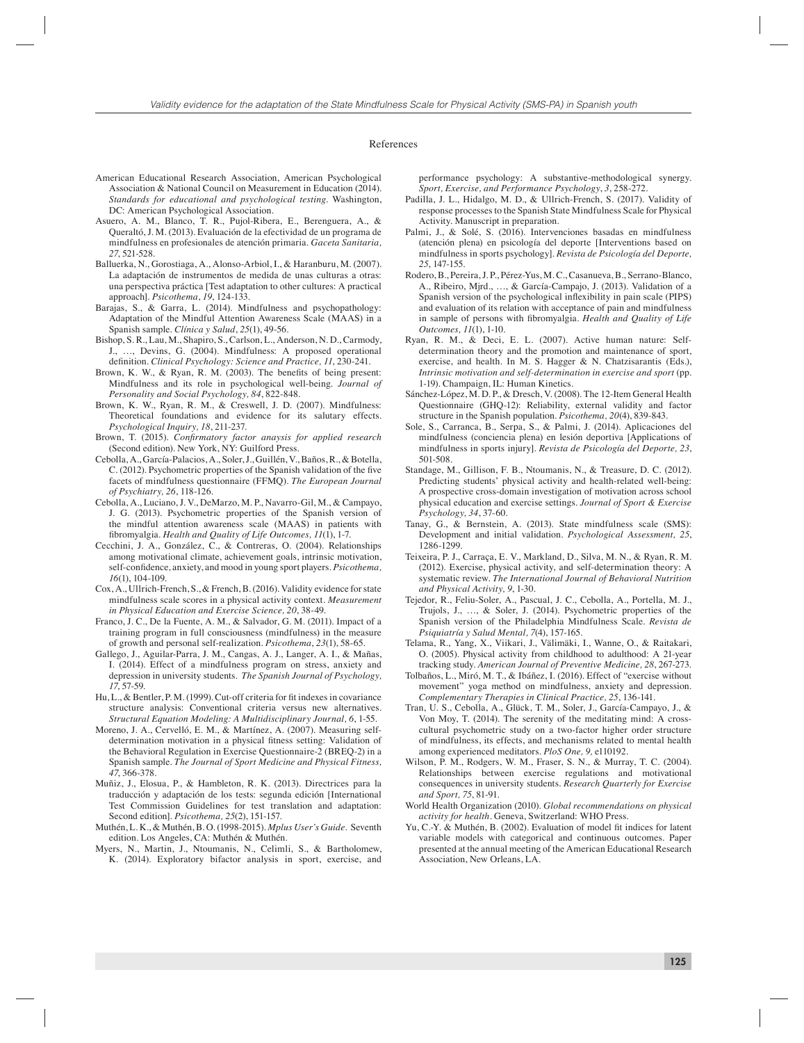## References

American Educational Research Association, American Psychological Association & National Council on Measurement in Education (2014). *Standards for educational and psychological testing*. Washington, DC: American Psychological Association.

Asuero, A. M., Blanco, T. R., Pujol-Ribera, E., Berenguera, A., & Queraltó, J. M. (2013). Evaluación de la efectividad de un programa de mindfulness en profesionales de atención primaria. *Gaceta Sanitaria, 27*, 521-528.

Balluerka, N., Gorostiaga, A., Alonso-Arbiol, I., & Haranburu, M. (2007). La adaptación de instrumentos de medida de unas culturas a otras: una perspectiva práctica [Test adaptation to other cultures: A practical approach]. *Psicothema*, *19*, 124-133.

Barajas, S., & Garra, L. (2014). Mindfulness and psychopathology: Adaptation of the Mindful Attention Awareness Scale (MAAS) in a Spanish sample. *Clínica y Salud*, *25*(1), 49-56.

Bishop, S. R., Lau, M., Shapiro, S., Carlson, L., Anderson, N. D., Carmody, J., …, Devins, G. (2004). Mindfulness: A proposed operational definition. *Clinical Psychology: Science and Practice, 11*, 230-241.

Brown, K. W., & Ryan, R. M. (2003). The benefits of being present: Mindfulness and its role in psychological well-being. *Journal of Personality and Social Psychology, 84*, 822-848.

Brown, K. W., Ryan, R. M., & Creswell, J. D. (2007). Mindfulness: Theoretical foundations and evidence for its salutary effects. *Psychological Inquiry, 18*, 211-237.

Brown, T. (2015). *Confirmatory factor anaysis for applied research* (Second edition). New York, NY: Guilford Press.

Cebolla, A., García-Palacios, A., Soler, J., Guillén, V., Baños, R., & Botella, C. (2012). Psychometric properties of the Spanish validation of the five facets of mindfulness questionnaire (FFMQ). *The European Journal of Psychiatry, 26*, 118-126.

Cebolla, A., Luciano, J. V., DeMarzo, M. P., Navarro-Gil, M., & Campayo, J. G. (2013). Psychometric properties of the Spanish version of the mindful attention awareness scale (MAAS) in patients with fibromyalgia. *Health and Quality of Life Outcomes, 11*(1), 1-7.

Cecchini, J. A., González, C., & Contreras, O. (2004). Relationships among motivational climate, achievement goals, intrinsic motivation, self-confidence, anxiety, and mood in young sport players. *Psicothema, 16*(1), 104-109.

Cox, A., Ullrich-French, S., & French, B. (2016). Validity evidence for state mindfulness scale scores in a physical activity context. *Measurement in Physical Education and Exercise Science, 20*, 38-49.

Franco, J. C., De la Fuente, A. M., & Salvador, G. M. (2011). Impact of a training program in full consciousness (mindfulness) in the measure of growth and personal self-realization. *Psicothema*, *23*(1), 58-65.

Gallego, J., Aguilar-Parra, J. M., Cangas, A. J., Langer, A. I., & Mañas, I. (2014). Effect of a mindfulness program on stress, anxiety and depression in university students. *The Spanish Journal of Psychology, 17*, 57-59.

Hu, L., & Bentler, P. M. (1999). Cut-off criteria for fit indexes in covariance structure analysis: Conventional criteria versus new alternatives. *Structural Equation Modeling: A Multidisciplinary Journal*, *6*, 1-55.

Moreno, J. A., Cervelló, E. M., & Martínez, A. (2007). Measuring self-determination motivation in a physical fitness setting: Validation of the Behavioral Regulation in Exercise Questionnaire-2 (BREQ-2) in a Spanish sample. *The Journal of Sport Medicine and Physical Fitness, 47*, 366-378.

Muñiz, J., Elosua, P., & Hambleton, R. K. (2013). Directrices para la traducción y adaptación de los tests: segunda edición [International Test Commission Guidelines for test translation and adaptation: Second edition]. *Psicothema, 25*(2), 151-157.

Muthén, L. K., & Muthén, B. O. (1998-2015). *Mplus User's Guide*. Seventh edition. Los Angeles, CA: Muthén & Muthén.

Myers, N., Martin, J., Ntoumanis, N., Celimli, S., & Bartholomew, K. (2014). Exploratory bifactor analysis in sport, exercise, and performance psychology: A substantive-methodological synergy. *Sport, Exercise, and Performance Psychology*, *3*, 258-272.

Padilla, J. L., Hidalgo, M. D., & Ullrich-French, S. (2017). Validity of response processes to the Spanish State Mindfulness Scale for Physical Activity. Manuscript in preparation.

Palmi, J., & Solé, S. (2016). Intervenciones basadas en mindfulness (atención plena) en psicología del deporte [Interventions based on mindfulness in sports psychology]. *Revista de Psicología del Deporte, 25*, 147-155.

Rodero, B., Pereira, J. P., Pérez-Yus, M. C., Casanueva, B., Serrano-Blanco, A., Ribeiro, Mjrd., …, & García-Campajo, J. (2013). Validation of a Spanish version of the psychological inflexibility in pain scale (PIPS) and evaluation of its relation with acceptance of pain and mindfulness in sample of persons with fibromyalgia. *Health and Quality of Life Outcomes, 11*(1), 1-10.

Ryan, R. M., & Deci, E. L. (2007). Active human nature: Self-determination theory and the promotion and maintenance of sport, exercise, and health. In M. S. Hagger & N. Chatzisarantis (Eds.), *Intrinsic motivation and self-determination in exercise and sport* (pp. 1-19). Champaign, IL: Human Kinetics.

Sánchez-López, M. D. P., & Dresch, V. (2008). The 12-Item General Health Questionnaire (GHQ-12): Reliability, external validity and factor structure in the Spanish population. *Psicothema*, *20*(4), 839-843.

Sole, S., Carranca, B., Serpa, S., & Palmi, J. (2014). Aplicaciones del mindfulness (conciencia plena) en lesión deportiva [Applications of mindfulness in sports injury]. *Revista de Psicología del Deporte, 23*, 501-508.

Standage, M., Gillison, F. B., Ntoumanis, N., & Treasure, D. C. (2012). Predicting students' physical activity and health-related well-being: A prospective cross-domain investigation of motivation across school physical education and exercise settings. *Journal of Sport & Exercise Psychology, 34*, 37-60.

Tanay, G., & Bernstein, A. (2013). State mindfulness scale (SMS): Development and initial validation. *Psychological Assessment, 25*, 1286-1299.

Teixeira, P. J., Carraça, E. V., Markland, D., Silva, M. N., & Ryan, R. M. (2012). Exercise, physical activity, and self-determination theory: A systematic review. *The International Journal of Behavioral Nutrition and Physical Activity, 9*, 1-30.

Tejedor, R., Feliu-Soler, A., Pascual, J. C., Cebolla, A., Portella, M. J., Trujols, J., …, & Soler, J. (2014). Psychometric properties of the Spanish version of the Philadelphia Mindfulness Scale. *Revista de Psiquiatría y Salud Mental, 7*(4), 157-165.

Telama, R., Yang, X., Viikari, J., Välimäki, I., Wanne, O., & Raitakari, O. (2005). Physical activity from childhood to adulthood: A 21-year tracking study. *American Journal of Preventive Medicine, 28*, 267-273.

Tolbaños, L., Miró, M. T., & Ibáñez, I. (2016). Effect of "exercise without movement" yoga method on mindfulness, anxiety and depression. *Complementary Therapies in Clinical Practice, 25*, 136-141.

Tran, U. S., Cebolla, A., Glück, T. M., Soler, J., García-Campayo, J., & Von Moy, T. (2014). The serenity of the meditating mind: A cross-cultural psychometric study on a two-factor higher order structure of mindfulness, its effects, and mechanisms related to mental health among experienced meditators. *PloS One, 9,* e110192.

Wilson, P. M., Rodgers, W. M., Fraser, S. N., & Murray, T. C. (2004). Relationships between exercise regulations and motivational consequences in university students. *Research Quarterly for Exercise and Sport, 75*, 81-91.

World Health Organization (2010). *Global recommendations on physical activity for health*. Geneva, Switzerland: WHO Press.

Yu, C.-Y. & Muthén, B. (2002). Evaluation of model fit indices for latent variable models with categorical and continuous outcomes. Paper presented at the annual meeting of the American Educational Research Association, New Orleans, LA.